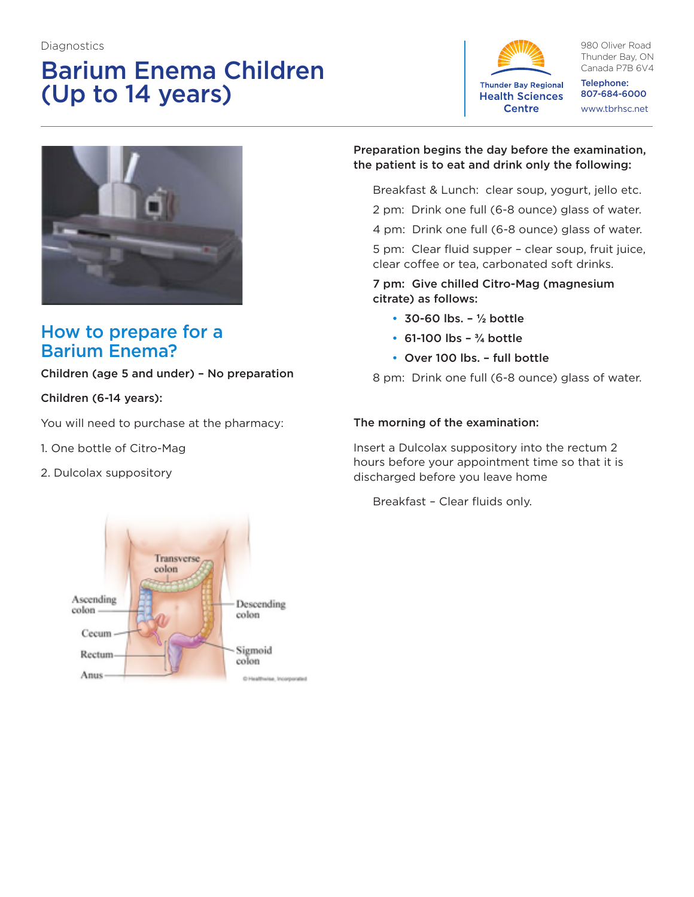Diagnostics

# Barium Enema Children (Up to 14 years)

Thunder Bay Regional Health Sciences Centre

980 Oliver Road
Thunder Bay, ON
Canada P7B 6V4

**Telephone:** 807-684-6000

www.tbrhsc.net

## How to prepare for a Barium Enema?

**Children (age 5 and under) – No preparation**

**Children (6-14 years):**

You will need to purchase at the pharmacy:

1. One bottle of Citro-Mag
2. Dulcolax suppository

**Preparation begins the day before the examination, the patient is to eat and drink only the following:**

Breakfast & Lunch: clear soup, yogurt, jello etc.

2 pm: Drink one full (6-8 ounce) glass of water.

4 pm: Drink one full (6-8 ounce) glass of water.

5 pm: Clear fluid supper – clear soup, fruit juice, clear coffee or tea, carbonated soft drinks.

**7 pm: Give chilled Citro-Mag (magnesium citrate) as follows:**

- **30-60 lbs. – ½ bottle**
- **61-100 lbs – ¾ bottle**
- **Over 100 lbs. – full bottle**

8 pm: Drink one full (6-8 ounce) glass of water.

**The morning of the examination:**

Insert a Dulcolax suppository into the rectum 2 hours before your appointment time so that it is discharged before you leave home

Breakfast – Clear fluids only.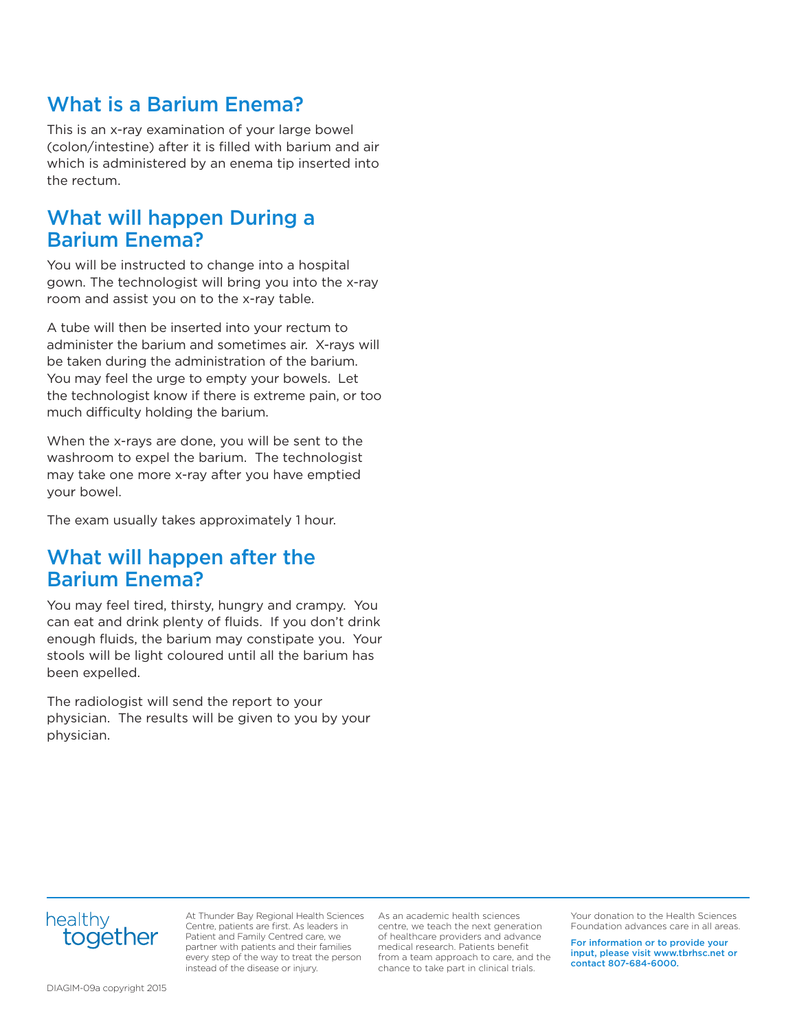## What is a Barium Enema?

This is an x-ray examination of your large bowel (colon/intestine) after it is filled with barium and air which is administered by an enema tip inserted into the rectum.

## What will happen During a Barium Enema?

You will be instructed to change into a hospital gown. The technologist will bring you into the x-ray room and assist you on to the x-ray table.

A tube will then be inserted into your rectum to administer the barium and sometimes air. X-rays will be taken during the administration of the barium. You may feel the urge to empty your bowels. Let the technologist know if there is extreme pain, or too much difficulty holding the barium.

When the x-rays are done, you will be sent to the washroom to expel the barium. The technologist may take one more x-ray after you have emptied your bowel.

The exam usually takes approximately 1 hour.

## What will happen after the Barium Enema?

You may feel tired, thirsty, hungry and crampy. You can eat and drink plenty of fluids. If you don't drink enough fluids, the barium may constipate you. Your stools will be light coloured until all the barium has been expelled.

The radiologist will send the report to your physician. The results will be given to you by your physician.

healthy together

At Thunder Bay Regional Health Sciences Centre, patients are first. As leaders in Patient and Family Centred care, we partner with patients and their families every step of the way to treat the person instead of the disease or injury.

As an academic health sciences centre, we teach the next generation of healthcare providers and advance medical research. Patients benefit from a team approach to care, and the chance to take part in clinical trials.

Your donation to the Health Sciences Foundation advances care in all areas.

**For information or to provide your input, please visit www.tbrhsc.net or contact 807-684-6000.**

DIAGIM-09a copyright 2015